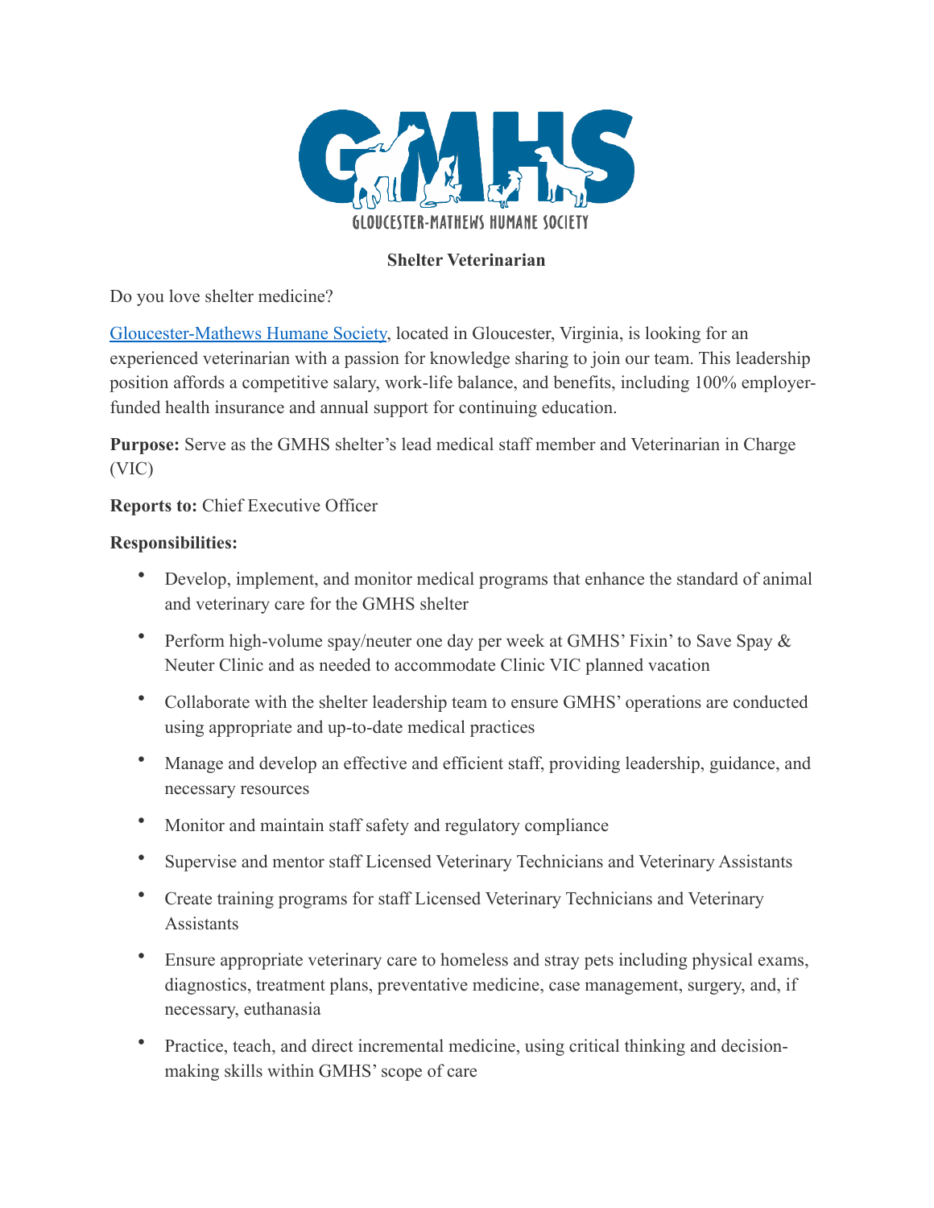GLOUCESTER-MATHEWS HUMANE SOCIETY

**Shelter Veterinarian**

Do you love shelter medicine?

[Gloucester-Mathews Humane Society](), located in Gloucester, Virginia, is looking for an experienced veterinarian with a passion for knowledge sharing to join our team. This leadership position affords a competitive salary, work-life balance, and benefits, including 100% employer-funded health insurance and annual support for continuing education.

**Purpose:** Serve as the GMHS shelter's lead medical staff member and Veterinarian in Charge (VIC)

**Reports to:** Chief Executive Officer

**Responsibilities:**

- Develop, implement, and monitor medical programs that enhance the standard of animal and veterinary care for the GMHS shelter
- Perform high-volume spay/neuter one day per week at GMHS' Fixin' to Save Spay & Neuter Clinic and as needed to accommodate Clinic VIC planned vacation
- Collaborate with the shelter leadership team to ensure GMHS' operations are conducted using appropriate and up-to-date medical practices
- Manage and develop an effective and efficient staff, providing leadership, guidance, and necessary resources
- Monitor and maintain staff safety and regulatory compliance
- Supervise and mentor staff Licensed Veterinary Technicians and Veterinary Assistants
- Create training programs for staff Licensed Veterinary Technicians and Veterinary Assistants
- Ensure appropriate veterinary care to homeless and stray pets including physical exams, diagnostics, treatment plans, preventative medicine, case management, surgery, and, if necessary, euthanasia
- Practice, teach, and direct incremental medicine, using critical thinking and decision-making skills within GMHS' scope of care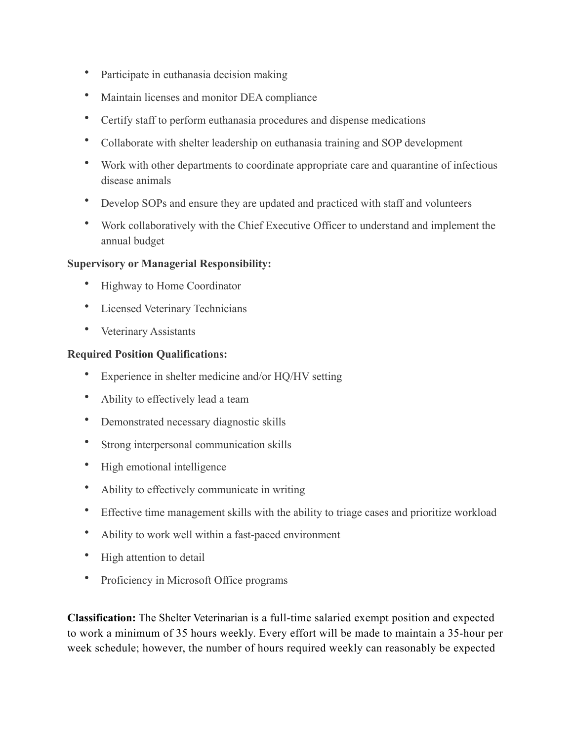- Participate in euthanasia decision making
- Maintain licenses and monitor DEA compliance
- Certify staff to perform euthanasia procedures and dispense medications
- Collaborate with shelter leadership on euthanasia training and SOP development
- Work with other departments to coordinate appropriate care and quarantine of infectious disease animals
- Develop SOPs and ensure they are updated and practiced with staff and volunteers
- Work collaboratively with the Chief Executive Officer to understand and implement the annual budget

**Supervisory or Managerial Responsibility:**

- Highway to Home Coordinator
- Licensed Veterinary Technicians
- Veterinary Assistants

**Required Position Qualifications:**

- Experience in shelter medicine and/or HQ/HV setting
- Ability to effectively lead a team
- Demonstrated necessary diagnostic skills
- Strong interpersonal communication skills
- High emotional intelligence
- Ability to effectively communicate in writing
- Effective time management skills with the ability to triage cases and prioritize workload
- Ability to work well within a fast-paced environment
- High attention to detail
- Proficiency in Microsoft Office programs

**Classification:** The Shelter Veterinarian is a full-time salaried exempt position and expected to work a minimum of 35 hours weekly. Every effort will be made to maintain a 35-hour per week schedule; however, the number of hours required weekly can reasonably be expected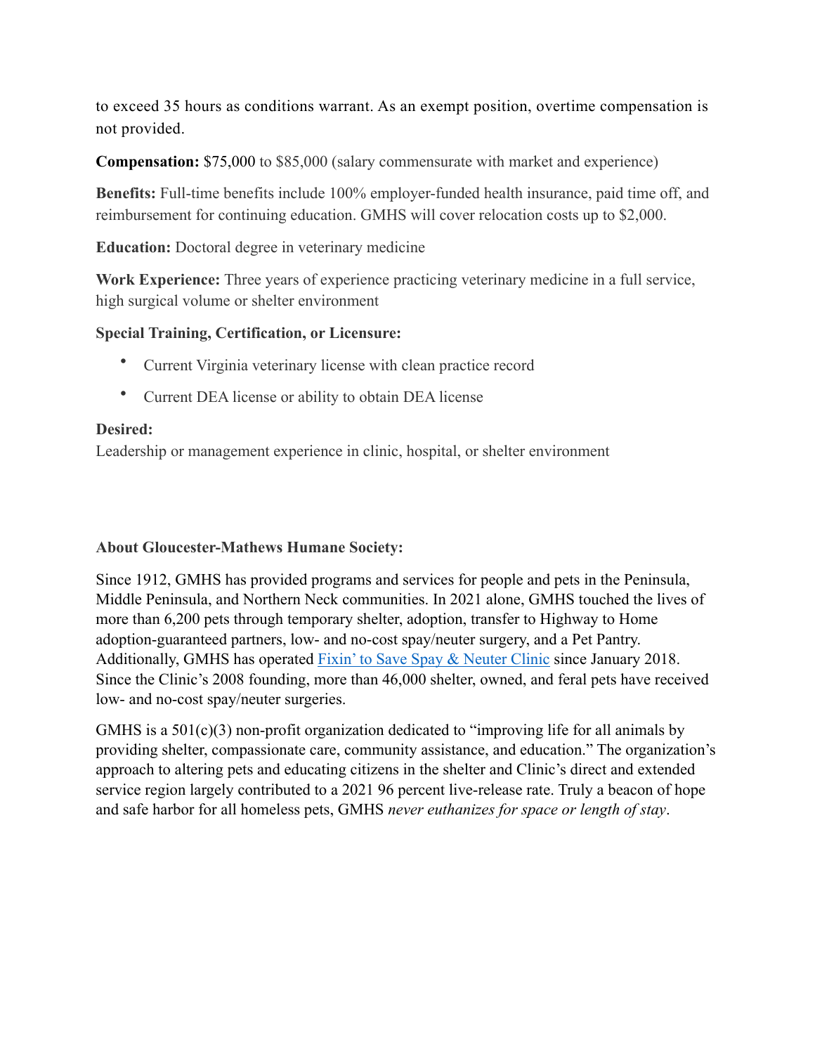to exceed 35 hours as conditions warrant. As an exempt position, overtime compensation is not provided.

**Compensation:** $75,000 to $85,000 (salary commensurate with market and experience)

**Benefits:** Full-time benefits include 100% employer-funded health insurance, paid time off, and reimbursement for continuing education. GMHS will cover relocation costs up to $2,000.

**Education:** Doctoral degree in veterinary medicine

**Work Experience:** Three years of experience practicing veterinary medicine in a full service, high surgical volume or shelter environment

**Special Training, Certification, or Licensure:**

- Current Virginia veterinary license with clean practice record
- Current DEA license or ability to obtain DEA license

**Desired:**
Leadership or management experience in clinic, hospital, or shelter environment

**About Gloucester-Mathews Humane Society:**

Since 1912, GMHS has provided programs and services for people and pets in the Peninsula, Middle Peninsula, and Northern Neck communities. In 2021 alone, GMHS touched the lives of more than 6,200 pets through temporary shelter, adoption, transfer to Highway to Home adoption-guaranteed partners, low- and no-cost spay/neuter surgery, and a Pet Pantry. Additionally, GMHS has operated Fixin' to Save Spay & Neuter Clinic since January 2018. Since the Clinic's 2008 founding, more than 46,000 shelter, owned, and feral pets have received low- and no-cost spay/neuter surgeries.

GMHS is a 501(c)(3) non-profit organization dedicated to "improving life for all animals by providing shelter, compassionate care, community assistance, and education." The organization's approach to altering pets and educating citizens in the shelter and Clinic's direct and extended service region largely contributed to a 2021 96 percent live-release rate. Truly a beacon of hope and safe harbor for all homeless pets, GMHS *never euthanizes for space or length of stay*.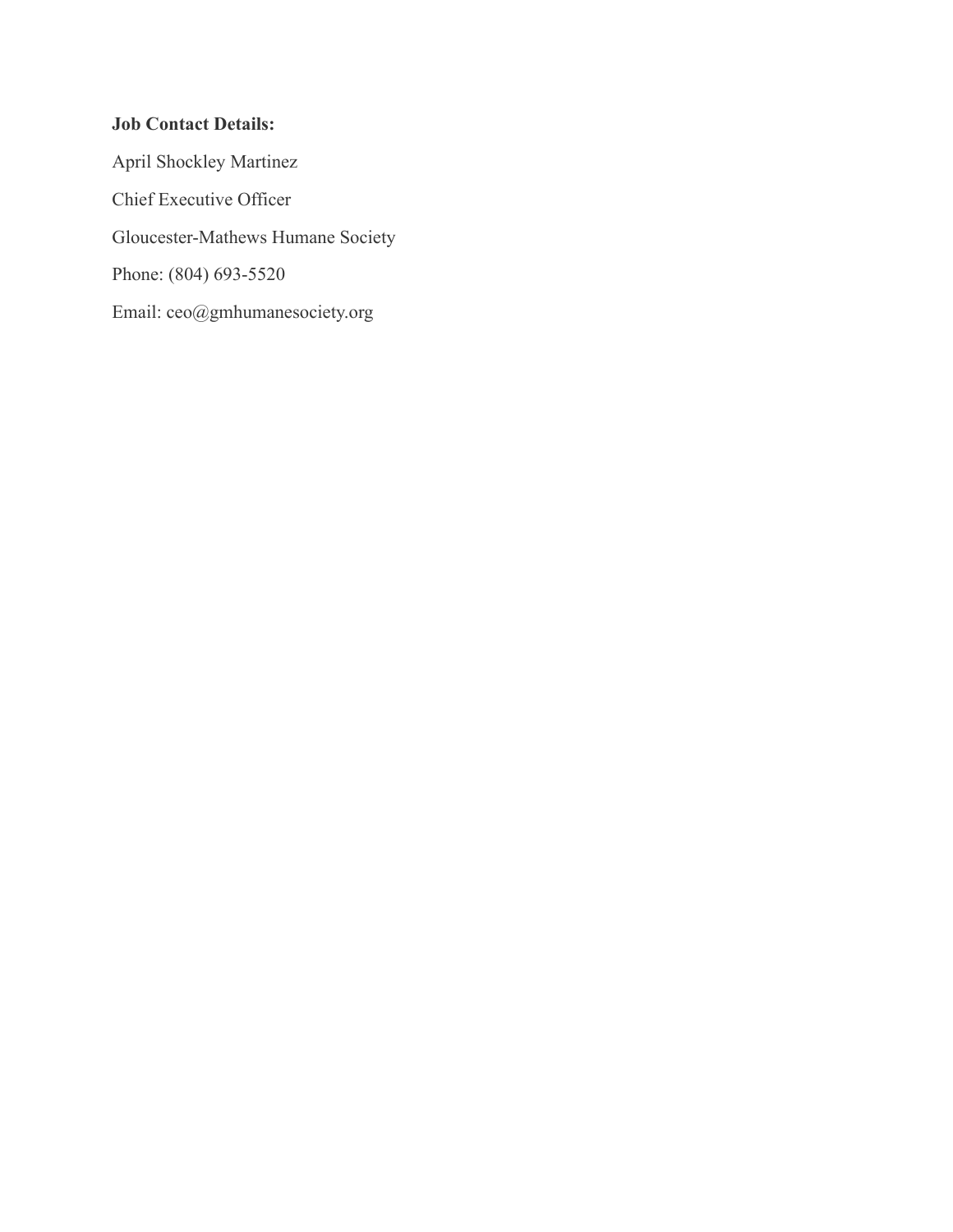**Job Contact Details:**

April Shockley Martinez

Chief Executive Officer

Gloucester-Mathews Humane Society

Phone: (804) 693-5520

Email: ceo@gmhumanesociety.org